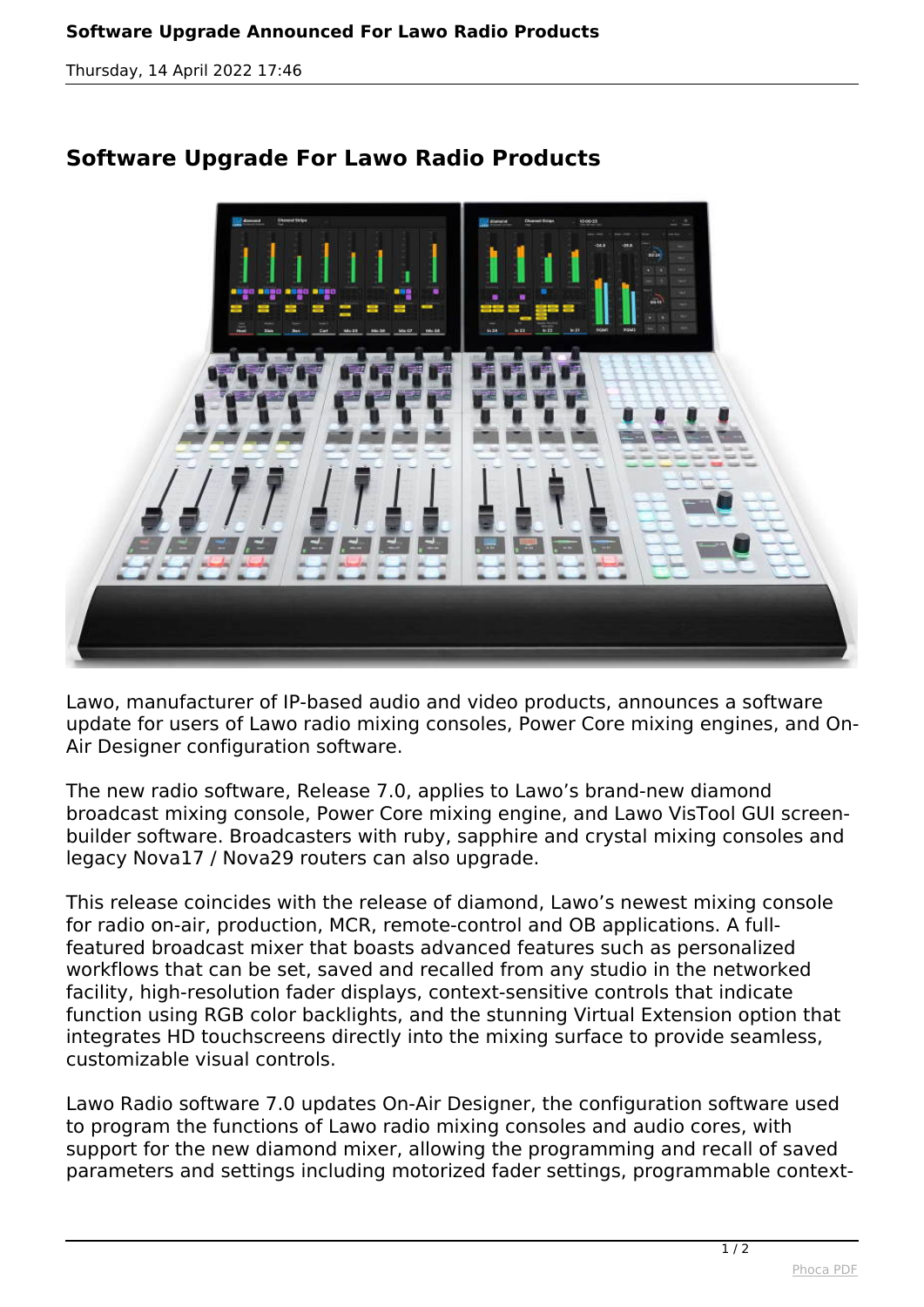# Software Upgrade Announced For Lawo Radio Products

Thursday, 14 April 2022 17:46

## Software Upgrade For Lawo Radio Products

Lawo, manufacturer of IP-based audio and video products, announces a software update for users of Lawo radio mixing consoles, Power Core mixing engines, and On-Air Designer configuration software.

The new radio software, Release 7.0, applies to Lawo's brand-new diamond broadcast mixing console, Power Core mixing engine, and Lawo VisTool GUI screen-builder software. Broadcasters with ruby, sapphire and crystal mixing consoles and legacy Nova17 / Nova29 routers can also upgrade.

This release coincides with the release of diamond, Lawo's newest mixing console for radio on-air, production, MCR, remote-control and OB applications. A full-featured broadcast mixer that boasts advanced features such as personalized workflows that can be set, saved and recalled from any studio in the networked facility, high-resolution fader displays, context-sensitive controls that indicate function using RGB color backlights, and the stunning Virtual Extension option that integrates HD touchscreens directly into the mixing surface to provide seamless, customizable visual controls.

Lawo Radio software 7.0 updates On-Air Designer, the configuration software used to program the functions of Lawo radio mixing consoles and audio cores, with support for the new diamond mixer, allowing the programming and recall of saved parameters and settings including motorized fader settings, programmable context-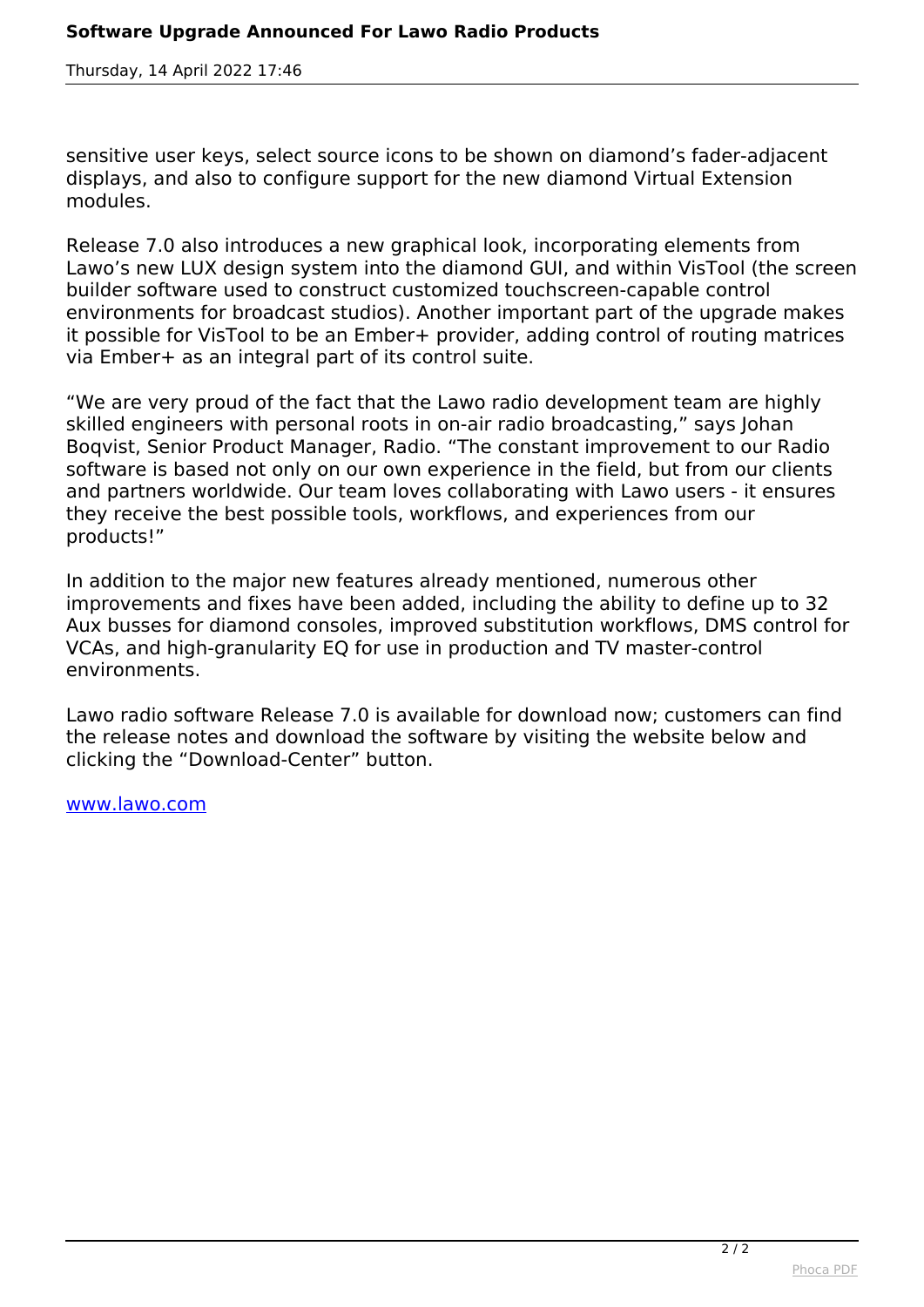sensitive user keys, select source icons to be shown on diamond's fader-adjacent displays, and also to configure support for the new diamond Virtual Extension modules.

Release 7.0 also introduces a new graphical look, incorporating elements from Lawo's new LUX design system into the diamond GUI, and within VisTool (the screen builder software used to construct customized touchscreen-capable control environments for broadcast studios). Another important part of the upgrade makes it possible for VisTool to be an Ember+ provider, adding control of routing matrices via Ember+ as an integral part of its control suite.

"We are very proud of the fact that the Lawo radio development team are highly skilled engineers with personal roots in on-air radio broadcasting," says Johan Boqvist, Senior Product Manager, Radio. "The constant improvement to our Radio software is based not only on our own experience in the field, but from our clients and partners worldwide. Our team loves collaborating with Lawo users - it ensures they receive the best possible tools, workflows, and experiences from our products!"

In addition to the major new features already mentioned, numerous other improvements and fixes have been added, including the ability to define up to 32 Aux busses for diamond consoles, improved substitution workflows, DMS control for VCAs, and high-granularity EQ for use in production and TV master-control environments.

Lawo radio software Release 7.0 is available for download now; customers can find the release notes and download the software by visiting the website below and clicking the "Download-Center" button.

[www.lawo.com](http://www.lawo.com)